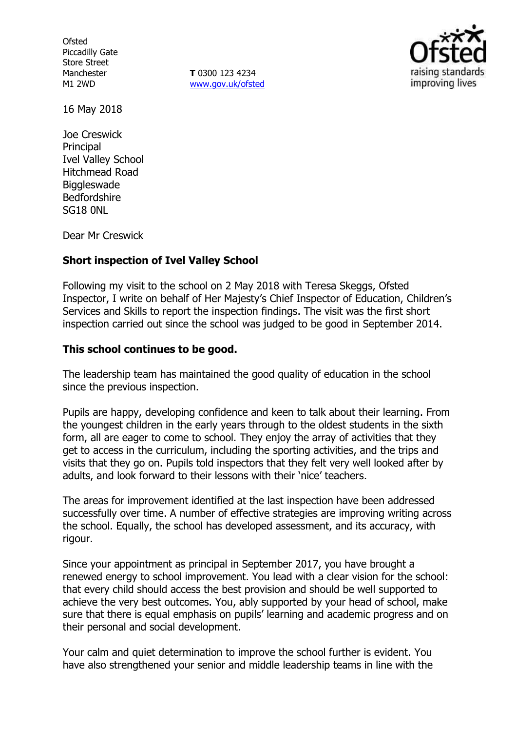Ofsted
Piccadilly Gate
Store Street
Manchester
M1 2WD

**T** 0300 123 4234
www.gov.uk/ofsted

16 May 2018

Joe Creswick
Principal
Ivel Valley School
Hitchmead Road
Biggleswade
Bedfordshire
SG18 0NL

Dear Mr Creswick

**Short inspection of Ivel Valley School**

Following my visit to the school on 2 May 2018 with Teresa Skeggs, Ofsted Inspector, I write on behalf of Her Majesty's Chief Inspector of Education, Children's Services and Skills to report the inspection findings. The visit was the first short inspection carried out since the school was judged to be good in September 2014.

**This school continues to be good.**

The leadership team has maintained the good quality of education in the school since the previous inspection.

Pupils are happy, developing confidence and keen to talk about their learning. From the youngest children in the early years through to the oldest students in the sixth form, all are eager to come to school. They enjoy the array of activities that they get to access in the curriculum, including the sporting activities, and the trips and visits that they go on. Pupils told inspectors that they felt very well looked after by adults, and look forward to their lessons with their 'nice' teachers.

The areas for improvement identified at the last inspection have been addressed successfully over time. A number of effective strategies are improving writing across the school. Equally, the school has developed assessment, and its accuracy, with rigour.

Since your appointment as principal in September 2017, you have brought a renewed energy to school improvement. You lead with a clear vision for the school: that every child should access the best provision and should be well supported to achieve the very best outcomes. You, ably supported by your head of school, make sure that there is equal emphasis on pupils' learning and academic progress and on their personal and social development.

Your calm and quiet determination to improve the school further is evident. You have also strengthened your senior and middle leadership teams in line with the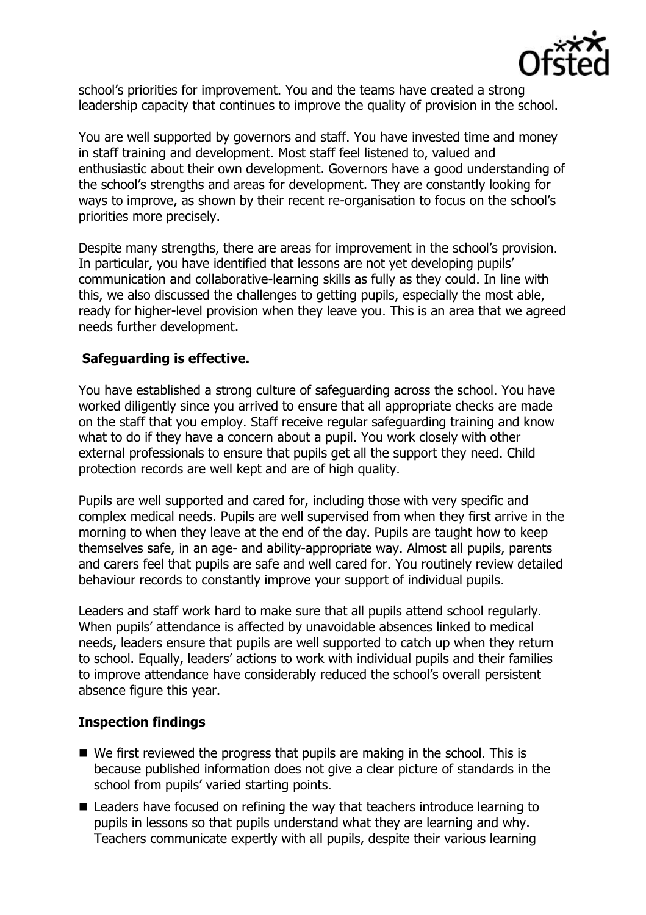school's priorities for improvement. You and the teams have created a strong leadership capacity that continues to improve the quality of provision in the school.

You are well supported by governors and staff. You have invested time and money in staff training and development. Most staff feel listened to, valued and enthusiastic about their own development. Governors have a good understanding of the school's strengths and areas for development. They are constantly looking for ways to improve, as shown by their recent re-organisation to focus on the school's priorities more precisely.

Despite many strengths, there are areas for improvement in the school's provision. In particular, you have identified that lessons are not yet developing pupils' communication and collaborative-learning skills as fully as they could. In line with this, we also discussed the challenges to getting pupils, especially the most able, ready for higher-level provision when they leave you. This is an area that we agreed needs further development.

### Safeguarding is effective.

You have established a strong culture of safeguarding across the school. You have worked diligently since you arrived to ensure that all appropriate checks are made on the staff that you employ. Staff receive regular safeguarding training and know what to do if they have a concern about a pupil. You work closely with other external professionals to ensure that pupils get all the support they need. Child protection records are well kept and are of high quality.

Pupils are well supported and cared for, including those with very specific and complex medical needs. Pupils are well supervised from when they first arrive in the morning to when they leave at the end of the day. Pupils are taught how to keep themselves safe, in an age- and ability-appropriate way. Almost all pupils, parents and carers feel that pupils are safe and well cared for. You routinely review detailed behaviour records to constantly improve your support of individual pupils.

Leaders and staff work hard to make sure that all pupils attend school regularly. When pupils' attendance is affected by unavoidable absences linked to medical needs, leaders ensure that pupils are well supported to catch up when they return to school. Equally, leaders' actions to work with individual pupils and their families to improve attendance have considerably reduced the school's overall persistent absence figure this year.

### Inspection findings

- We first reviewed the progress that pupils are making in the school. This is because published information does not give a clear picture of standards in the school from pupils' varied starting points.
- Leaders have focused on refining the way that teachers introduce learning to pupils in lessons so that pupils understand what they are learning and why. Teachers communicate expertly with all pupils, despite their various learning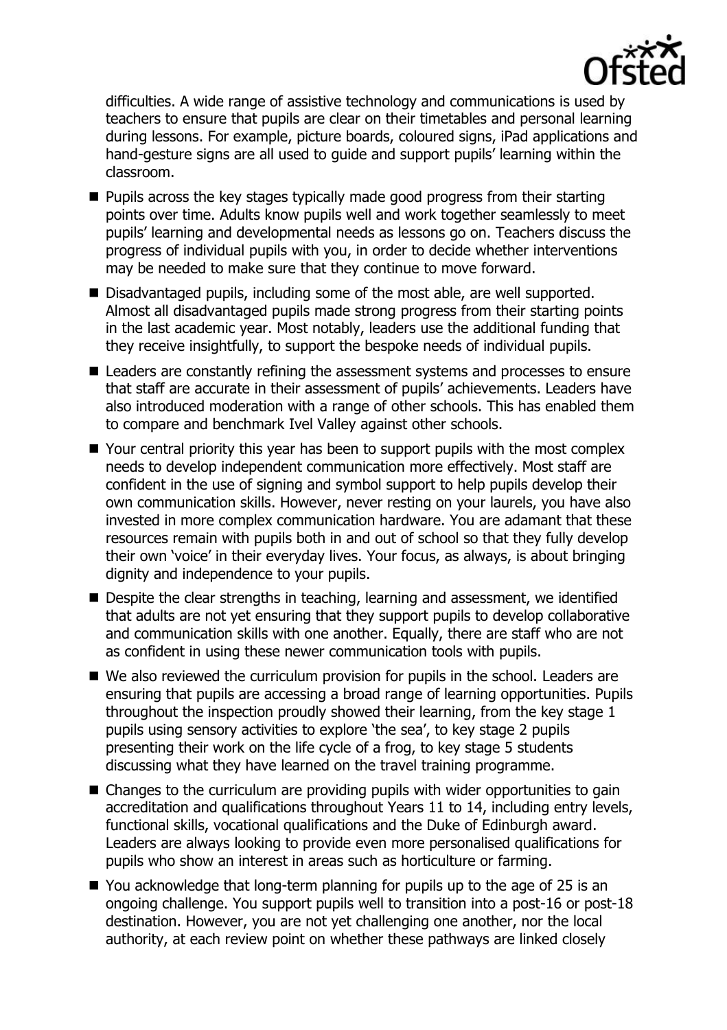difficulties. A wide range of assistive technology and communications is used by teachers to ensure that pupils are clear on their timetables and personal learning during lessons. For example, picture boards, coloured signs, iPad applications and hand-gesture signs are all used to guide and support pupils' learning within the classroom.

- Pupils across the key stages typically made good progress from their starting points over time. Adults know pupils well and work together seamlessly to meet pupils' learning and developmental needs as lessons go on. Teachers discuss the progress of individual pupils with you, in order to decide whether interventions may be needed to make sure that they continue to move forward.
- Disadvantaged pupils, including some of the most able, are well supported. Almost all disadvantaged pupils made strong progress from their starting points in the last academic year. Most notably, leaders use the additional funding that they receive insightfully, to support the bespoke needs of individual pupils.
- Leaders are constantly refining the assessment systems and processes to ensure that staff are accurate in their assessment of pupils' achievements. Leaders have also introduced moderation with a range of other schools. This has enabled them to compare and benchmark Ivel Valley against other schools.
- Your central priority this year has been to support pupils with the most complex needs to develop independent communication more effectively. Most staff are confident in the use of signing and symbol support to help pupils develop their own communication skills. However, never resting on your laurels, you have also invested in more complex communication hardware. You are adamant that these resources remain with pupils both in and out of school so that they fully develop their own 'voice' in their everyday lives. Your focus, as always, is about bringing dignity and independence to your pupils.
- Despite the clear strengths in teaching, learning and assessment, we identified that adults are not yet ensuring that they support pupils to develop collaborative and communication skills with one another. Equally, there are staff who are not as confident in using these newer communication tools with pupils.
- We also reviewed the curriculum provision for pupils in the school. Leaders are ensuring that pupils are accessing a broad range of learning opportunities. Pupils throughout the inspection proudly showed their learning, from the key stage 1 pupils using sensory activities to explore 'the sea', to key stage 2 pupils presenting their work on the life cycle of a frog, to key stage 5 students discussing what they have learned on the travel training programme.
- Changes to the curriculum are providing pupils with wider opportunities to gain accreditation and qualifications throughout Years 11 to 14, including entry levels, functional skills, vocational qualifications and the Duke of Edinburgh award. Leaders are always looking to provide even more personalised qualifications for pupils who show an interest in areas such as horticulture or farming.
- You acknowledge that long-term planning for pupils up to the age of 25 is an ongoing challenge. You support pupils well to transition into a post-16 or post-18 destination. However, you are not yet challenging one another, nor the local authority, at each review point on whether these pathways are linked closely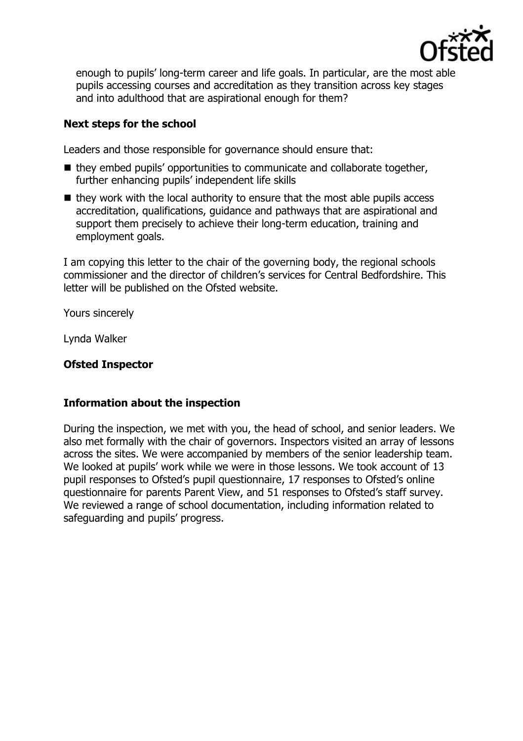enough to pupils' long-term career and life goals. In particular, are the most able pupils accessing courses and accreditation as they transition across key stages and into adulthood that are aspirational enough for them?

## Next steps for the school

Leaders and those responsible for governance should ensure that:

- they embed pupils' opportunities to communicate and collaborate together, further enhancing pupils' independent life skills
- they work with the local authority to ensure that the most able pupils access accreditation, qualifications, guidance and pathways that are aspirational and support them precisely to achieve their long-term education, training and employment goals.

I am copying this letter to the chair of the governing body, the regional schools commissioner and the director of children's services for Central Bedfordshire. This letter will be published on the Ofsted website.

Yours sincerely

Lynda Walker

**Ofsted Inspector**

## Information about the inspection

During the inspection, we met with you, the head of school, and senior leaders. We also met formally with the chair of governors. Inspectors visited an array of lessons across the sites. We were accompanied by members of the senior leadership team. We looked at pupils' work while we were in those lessons. We took account of 13 pupil responses to Ofsted's pupil questionnaire, 17 responses to Ofsted's online questionnaire for parents Parent View, and 51 responses to Ofsted's staff survey. We reviewed a range of school documentation, including information related to safeguarding and pupils' progress.